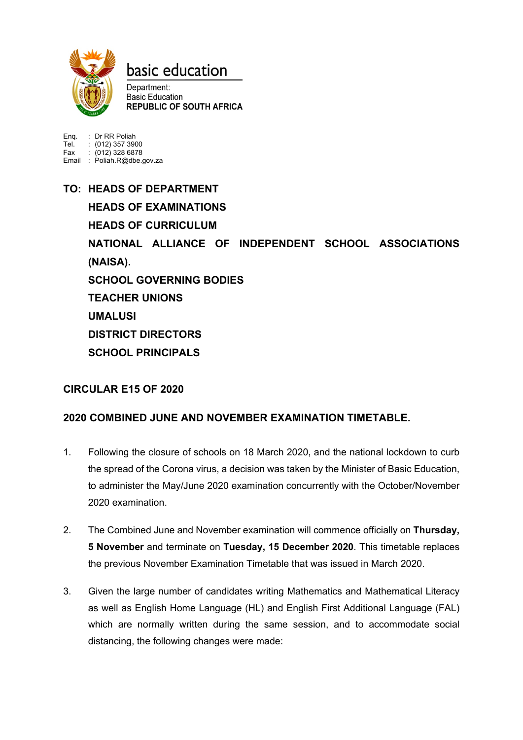basic education

Department:
Basic Education
**REPUBLIC OF SOUTH AFRICA**

Enq. : Dr RR Poliah
Tel. : (012) 357 3900
Fax : (012) 328 6878
Email : Poliah.R@dbe.gov.za

**TO: HEADS OF DEPARTMENT**
**HEADS OF EXAMINATIONS**
**HEADS OF CURRICULUM**
**NATIONAL ALLIANCE OF INDEPENDENT SCHOOL ASSOCIATIONS (NAISA).**
**SCHOOL GOVERNING BODIES**
**TEACHER UNIONS**
**UMALUSI**
**DISTRICT DIRECTORS**
**SCHOOL PRINCIPALS**

**CIRCULAR E15 OF 2020**

**2020 COMBINED JUNE AND NOVEMBER EXAMINATION TIMETABLE.**

1. Following the closure of schools on 18 March 2020, and the national lockdown to curb the spread of the Corona virus, a decision was taken by the Minister of Basic Education, to administer the May/June 2020 examination concurrently with the October/November 2020 examination.

2. The Combined June and November examination will commence officially on **Thursday, 5 November** and terminate on **Tuesday, 15 December 2020**. This timetable replaces the previous November Examination Timetable that was issued in March 2020.

3. Given the large number of candidates writing Mathematics and Mathematical Literacy as well as English Home Language (HL) and English First Additional Language (FAL) which are normally written during the same session, and to accommodate social distancing, the following changes were made: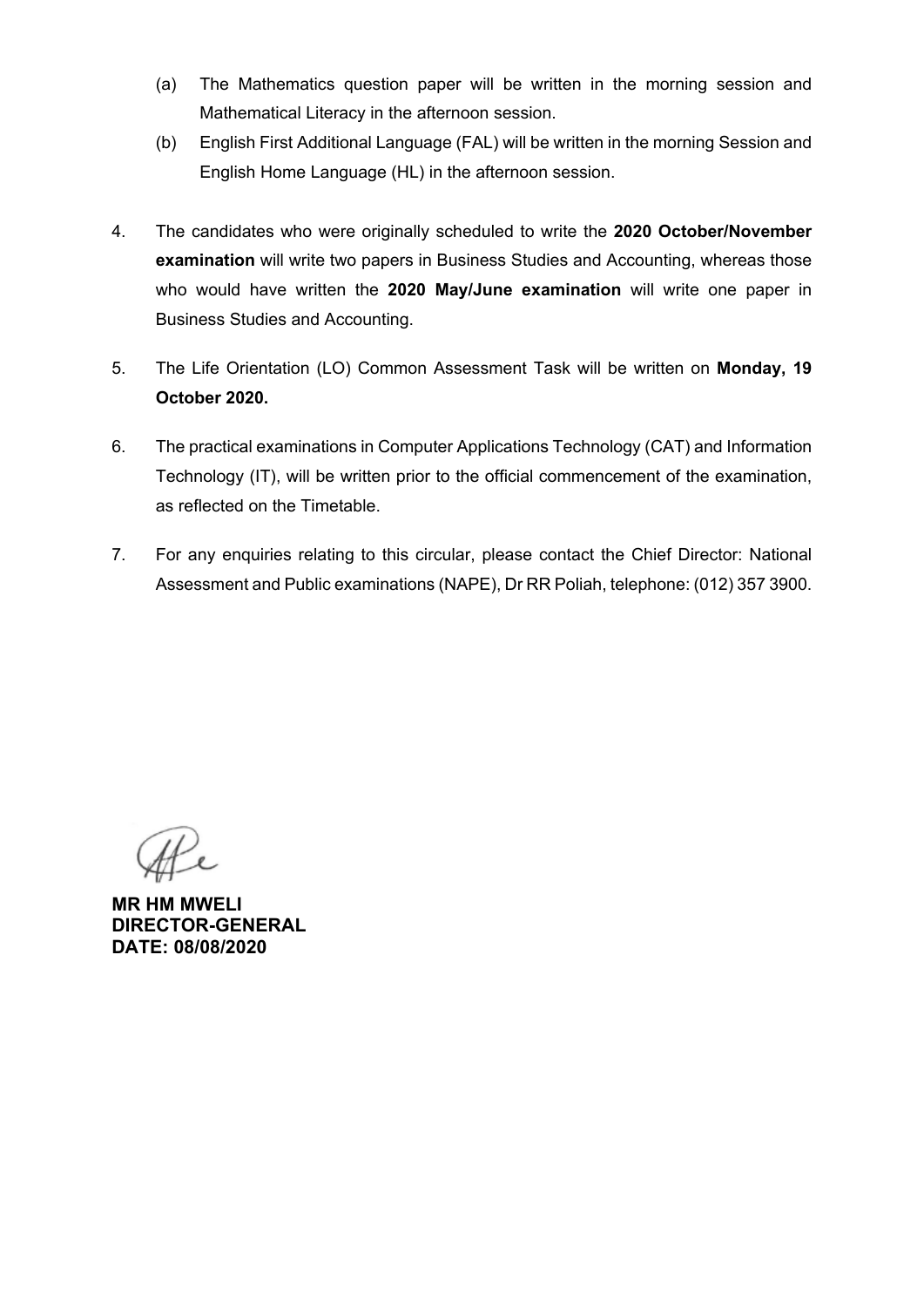(a) The Mathematics question paper will be written in the morning session and Mathematical Literacy in the afternoon session.

(b) English First Additional Language (FAL) will be written in the morning Session and English Home Language (HL) in the afternoon session.

4. The candidates who were originally scheduled to write the **2020 October/November examination** will write two papers in Business Studies and Accounting, whereas those who would have written the **2020 May/June examination** will write one paper in Business Studies and Accounting.

5. The Life Orientation (LO) Common Assessment Task will be written on **Monday, 19 October 2020.**

6. The practical examinations in Computer Applications Technology (CAT) and Information Technology (IT), will be written prior to the official commencement of the examination, as reflected on the Timetable.

7. For any enquiries relating to this circular, please contact the Chief Director: National Assessment and Public examinations (NAPE), Dr RR Poliah, telephone: (012) 357 3900.

**MR HM MWELI**
**DIRECTOR-GENERAL**
**DATE: 08/08/2020**